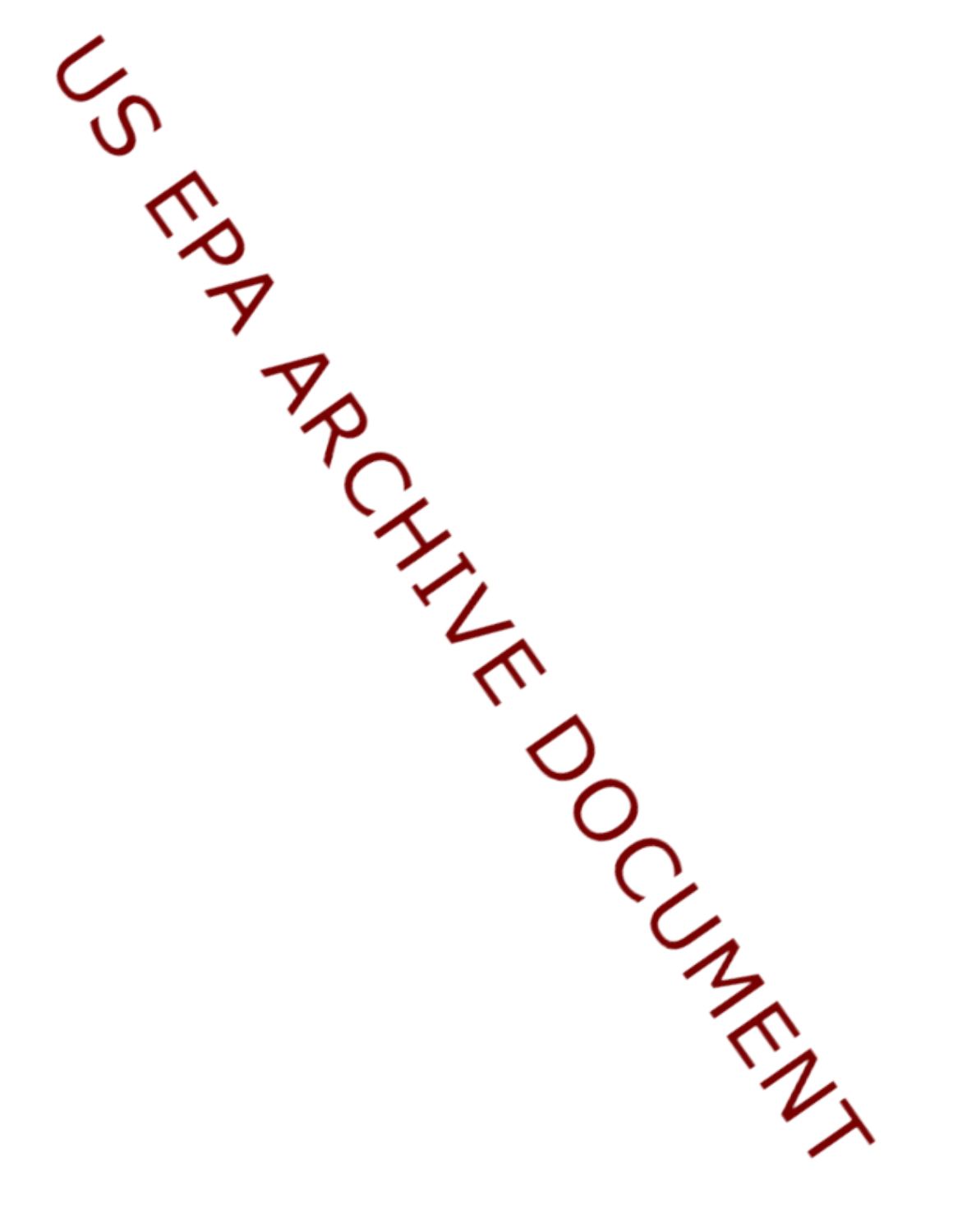US EPA ARCHIVE DOCUMENT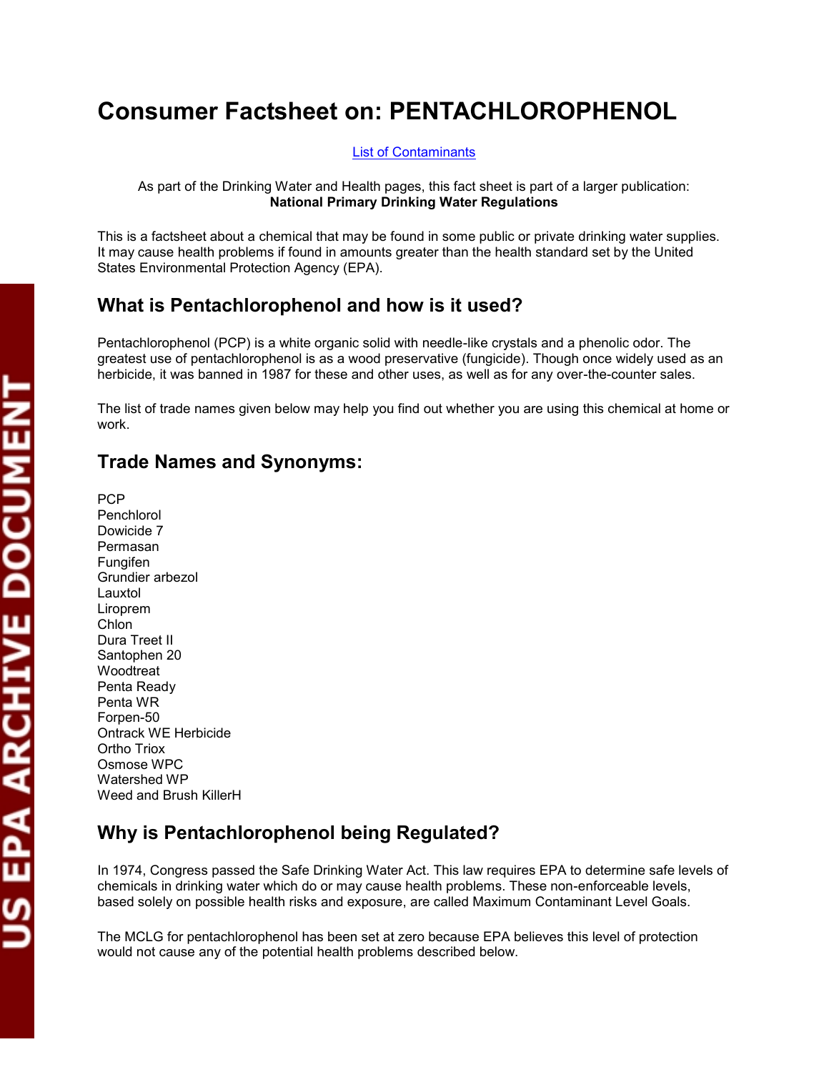# Consumer Factsheet on: PENTACHLOROPHENOL

List of Contaminants

As part of the Drinking Water and Health pages, this fact sheet is part of a larger publication:
**National Primary Drinking Water Regulations**

This is a factsheet about a chemical that may be found in some public or private drinking water supplies. It may cause health problems if found in amounts greater than the health standard set by the United States Environmental Protection Agency (EPA).

## What is Pentachlorophenol and how is it used?

Pentachlorophenol (PCP) is a white organic solid with needle-like crystals and a phenolic odor. The greatest use of pentachlorophenol is as a wood preservative (fungicide). Though once widely used as an herbicide, it was banned in 1987 for these and other uses, as well as for any over-the-counter sales.

The list of trade names given below may help you find out whether you are using this chemical at home or work.

## Trade Names and Synonyms:

PCP
Penchlorol
Dowicide 7
Permasan
Fungifen
Grundier arbezol
Lauxtol
Liroprem
Chlon
Dura Treet II
Santophen 20
Woodtreat
Penta Ready
Penta WR
Forpen-50
Ontrack WE Herbicide
Ortho Triox
Osmose WPC
Watershed WP
Weed and Brush KillerH

## Why is Pentachlorophenol being Regulated?

In 1974, Congress passed the Safe Drinking Water Act. This law requires EPA to determine safe levels of chemicals in drinking water which do or may cause health problems. These non-enforceable levels, based solely on possible health risks and exposure, are called Maximum Contaminant Level Goals.

The MCLG for pentachlorophenol has been set at zero because EPA believes this level of protection would not cause any of the potential health problems described below.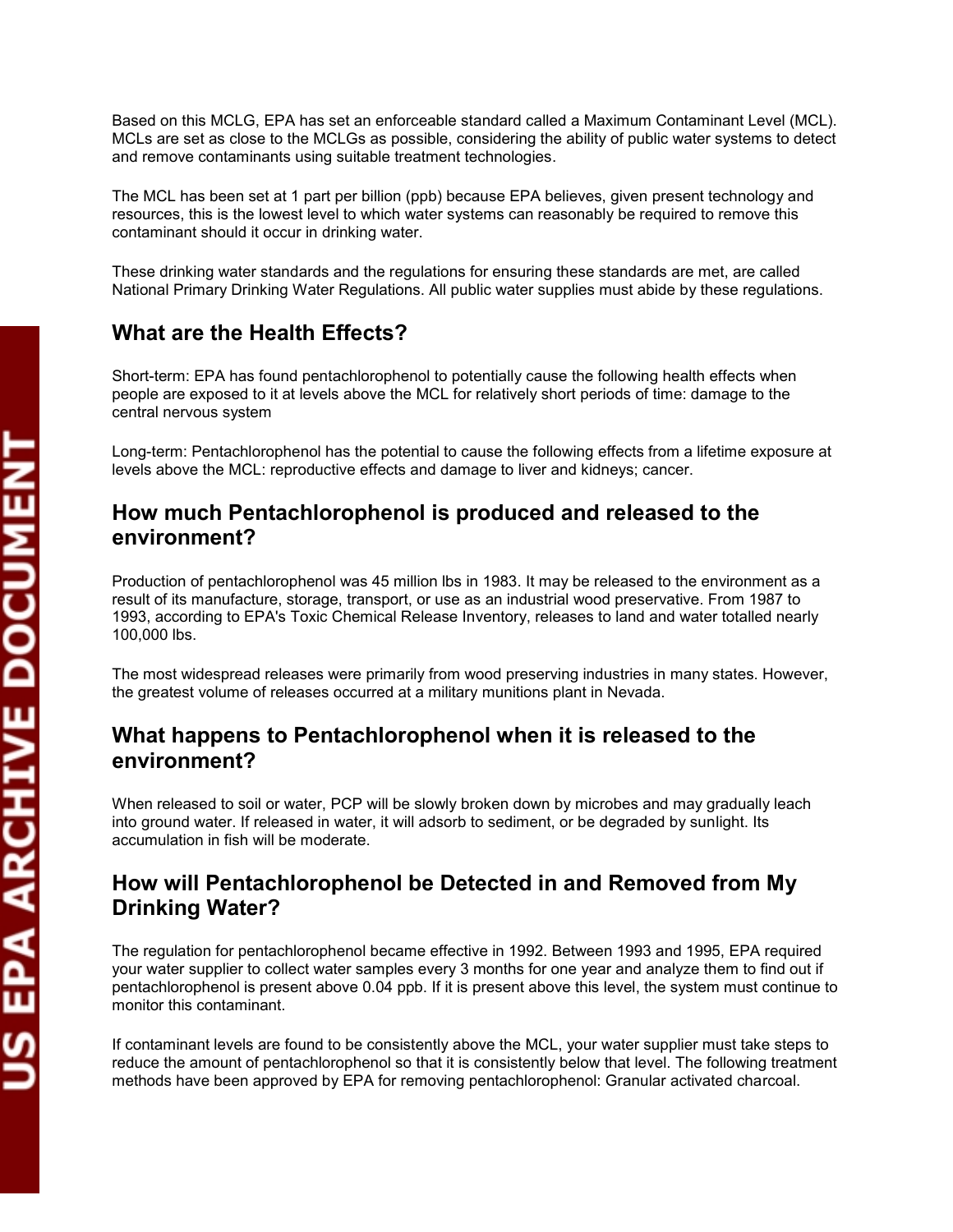Based on this MCLG, EPA has set an enforceable standard called a Maximum Contaminant Level (MCL). MCLs are set as close to the MCLGs as possible, considering the ability of public water systems to detect and remove contaminants using suitable treatment technologies.

The MCL has been set at 1 part per billion (ppb) because EPA believes, given present technology and resources, this is the lowest level to which water systems can reasonably be required to remove this contaminant should it occur in drinking water.

These drinking water standards and the regulations for ensuring these standards are met, are called National Primary Drinking Water Regulations. All public water supplies must abide by these regulations.

## What are the Health Effects?

Short-term: EPA has found pentachlorophenol to potentially cause the following health effects when people are exposed to it at levels above the MCL for relatively short periods of time: damage to the central nervous system

Long-term: Pentachlorophenol has the potential to cause the following effects from a lifetime exposure at levels above the MCL: reproductive effects and damage to liver and kidneys; cancer.

## How much Pentachlorophenol is produced and released to the environment?

Production of pentachlorophenol was 45 million lbs in 1983. It may be released to the environment as a result of its manufacture, storage, transport, or use as an industrial wood preservative. From 1987 to 1993, according to EPA's Toxic Chemical Release Inventory, releases to land and water totalled nearly 100,000 lbs.

The most widespread releases were primarily from wood preserving industries in many states. However, the greatest volume of releases occurred at a military munitions plant in Nevada.

## What happens to Pentachlorophenol when it is released to the environment?

When released to soil or water, PCP will be slowly broken down by microbes and may gradually leach into ground water. If released in water, it will adsorb to sediment, or be degraded by sunlight. Its accumulation in fish will be moderate.

## How will Pentachlorophenol be Detected in and Removed from My Drinking Water?

The regulation for pentachlorophenol became effective in 1992. Between 1993 and 1995, EPA required your water supplier to collect water samples every 3 months for one year and analyze them to find out if pentachlorophenol is present above 0.04 ppb. If it is present above this level, the system must continue to monitor this contaminant.

If contaminant levels are found to be consistently above the MCL, your water supplier must take steps to reduce the amount of pentachlorophenol so that it is consistently below that level. The following treatment methods have been approved by EPA for removing pentachlorophenol: Granular activated charcoal.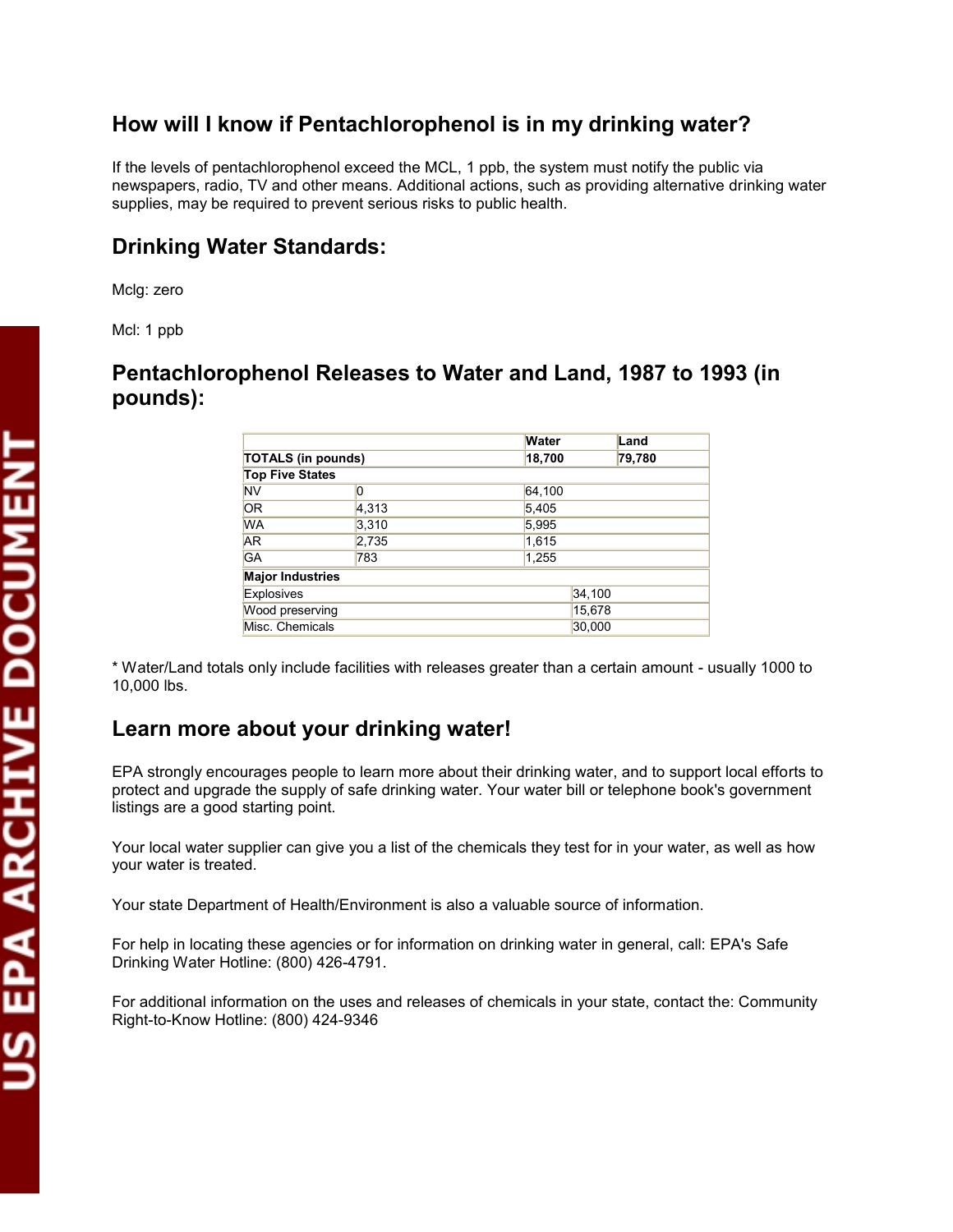## How will I know if Pentachlorophenol is in my drinking water?

If the levels of pentachlorophenol exceed the MCL, 1 ppb, the system must notify the public via newspapers, radio, TV and other means. Additional actions, such as providing alternative drinking water supplies, may be required to prevent serious risks to public health.

## Drinking Water Standards:

Mclg: zero

Mcl: 1 ppb

## Pentachlorophenol Releases to Water and Land, 1987 to 1993 (in pounds):

| | Water | Land |
|---|---|---|
| **TOTALS (in pounds)** | **18,700** | **79,780** |
| **Top Five States** | | |
| NV | 0 | 64,100 |
| OR | 4,313 | 5,405 |
| WA | 3,310 | 5,995 |
| AR | 2,735 | 1,615 |
| GA | 783 | 1,255 |
| **Major Industries** | | |
| Explosives | | 34,100 |
| Wood preserving | | 15,678 |
| Misc. Chemicals | | 30,000 |

* Water/Land totals only include facilities with releases greater than a certain amount - usually 1000 to 10,000 lbs.

## Learn more about your drinking water!

EPA strongly encourages people to learn more about their drinking water, and to support local efforts to protect and upgrade the supply of safe drinking water. Your water bill or telephone book's government listings are a good starting point.

Your local water supplier can give you a list of the chemicals they test for in your water, as well as how your water is treated.

Your state Department of Health/Environment is also a valuable source of information.

For help in locating these agencies or for information on drinking water in general, call: EPA's Safe Drinking Water Hotline: (800) 426-4791.

For additional information on the uses and releases of chemicals in your state, contact the: Community Right-to-Know Hotline: (800) 424-9346